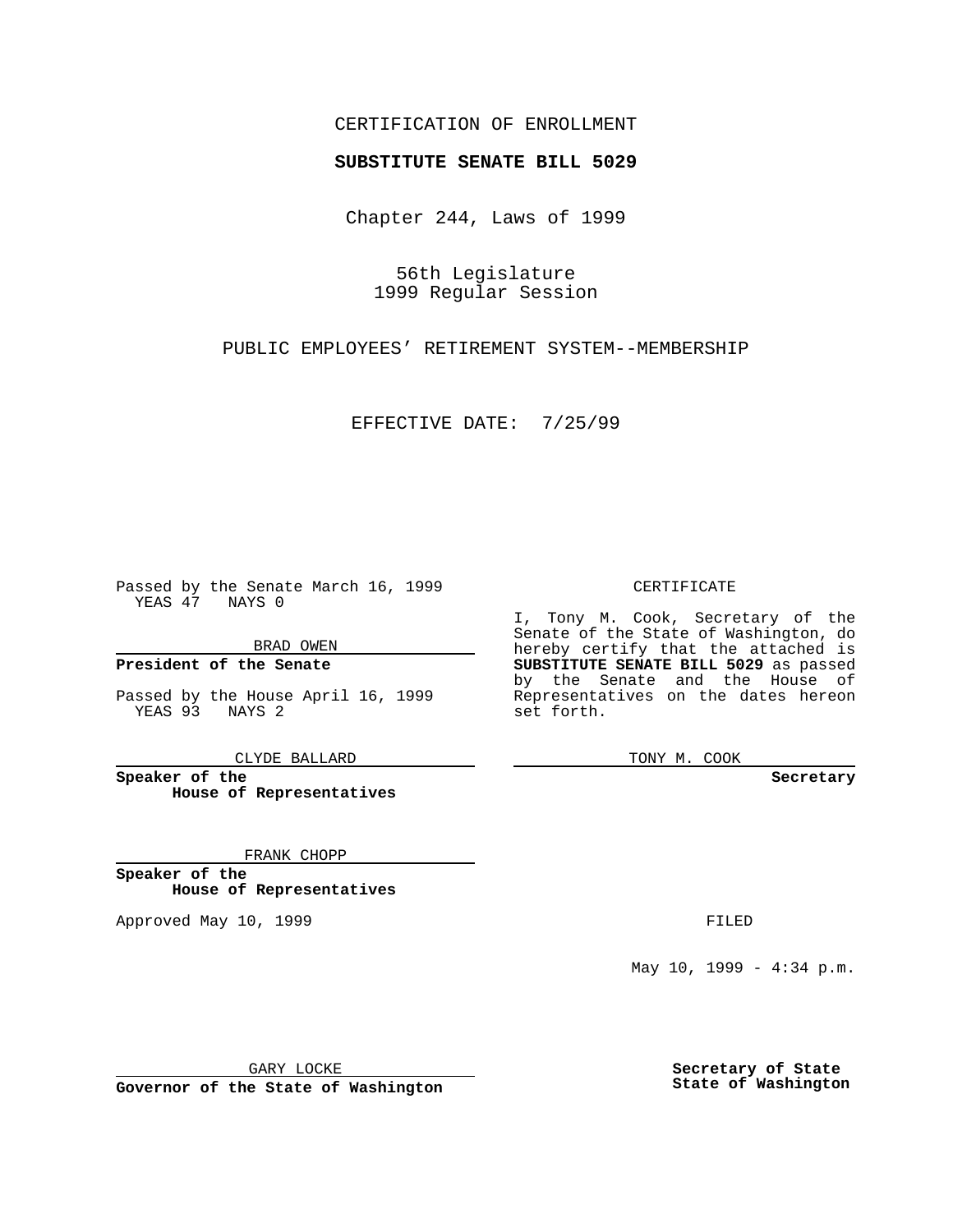CERTIFICATION OF ENROLLMENT

**SUBSTITUTE SENATE BILL 5029**

Chapter 244, Laws of 1999

56th Legislature
1999 Regular Session

PUBLIC EMPLOYEES' RETIREMENT SYSTEM--MEMBERSHIP

EFFECTIVE DATE: 7/25/99

Passed by the Senate March 16, 1999
YEAS 47 NAYS 0

BRAD OWEN

**President of the Senate**

Passed by the House April 16, 1999
YEAS 93 NAYS 2

CLYDE BALLARD

**Speaker of the House of Representatives**

FRANK CHOPP

**Speaker of the House of Representatives**

Approved May 10, 1999

GARY LOCKE

**Governor of the State of Washington**

CERTIFICATE

I, Tony M. Cook, Secretary of the Senate of the State of Washington, do hereby certify that the attached is **SUBSTITUTE SENATE BILL 5029** as passed by the Senate and the House of Representatives on the dates hereon set forth.

TONY M. COOK

**Secretary**

FILED

May 10, 1999 - 4:34 p.m.

**Secretary of State State of Washington**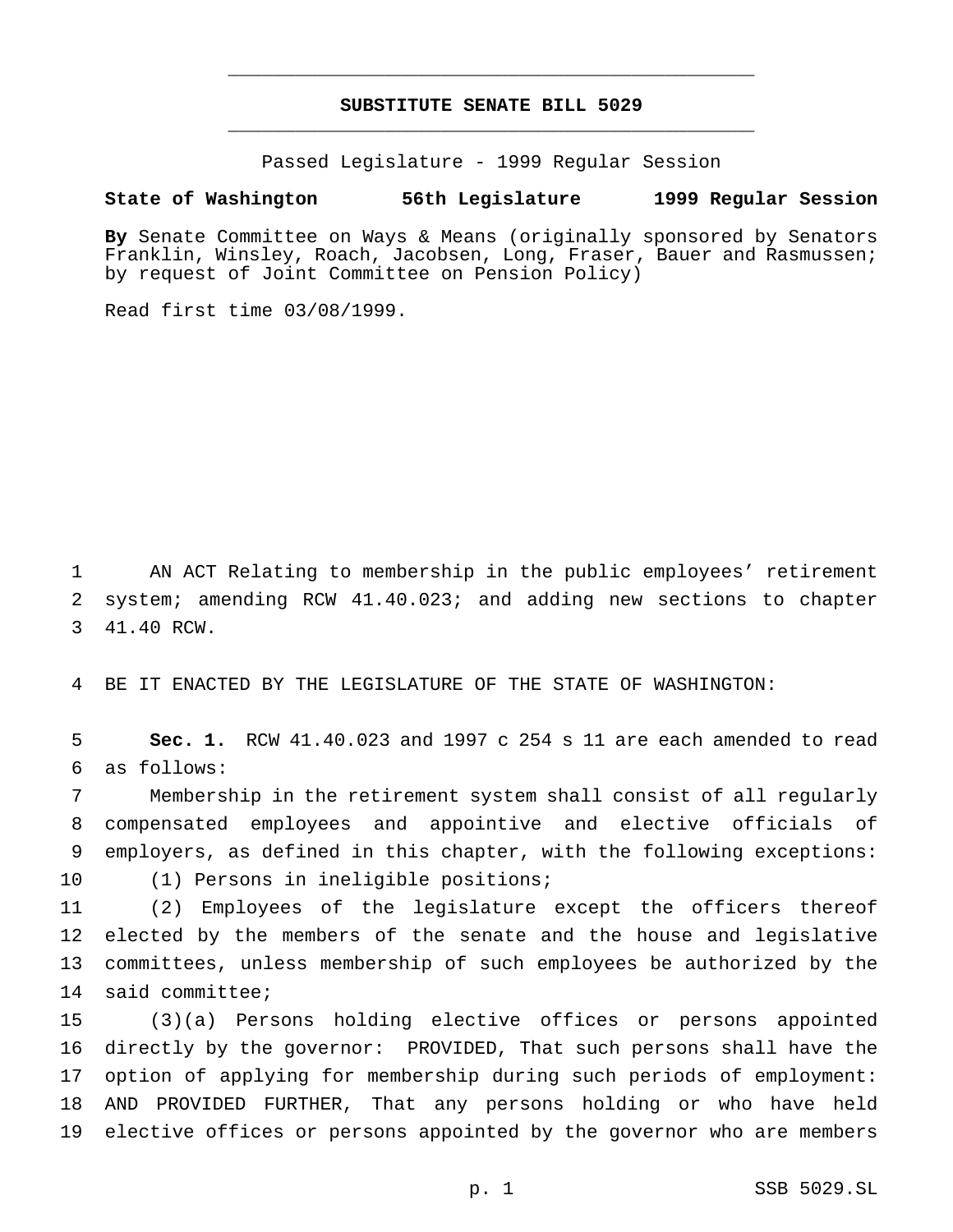# SUBSTITUTE SENATE BILL 5029

Passed Legislature - 1999 Regular Session

**State of Washington 56th Legislature 1999 Regular Session**

**By** Senate Committee on Ways & Means (originally sponsored by Senators Franklin, Winsley, Roach, Jacobsen, Long, Fraser, Bauer and Rasmussen; by request of Joint Committee on Pension Policy)

Read first time 03/08/1999.

AN ACT Relating to membership in the public employees' retirement system; amending RCW 41.40.023; and adding new sections to chapter 41.40 RCW.

BE IT ENACTED BY THE LEGISLATURE OF THE STATE OF WASHINGTON:

**Sec. 1.** RCW 41.40.023 and 1997 c 254 s 11 are each amended to read as follows:

Membership in the retirement system shall consist of all regularly compensated employees and appointive and elective officials of employers, as defined in this chapter, with the following exceptions:

(1) Persons in ineligible positions;

(2) Employees of the legislature except the officers thereof elected by the members of the senate and the house and legislative committees, unless membership of such employees be authorized by the said committee;

(3)(a) Persons holding elective offices or persons appointed directly by the governor: PROVIDED, That such persons shall have the option of applying for membership during such periods of employment: AND PROVIDED FURTHER, That any persons holding or who have held elective offices or persons appointed by the governor who are members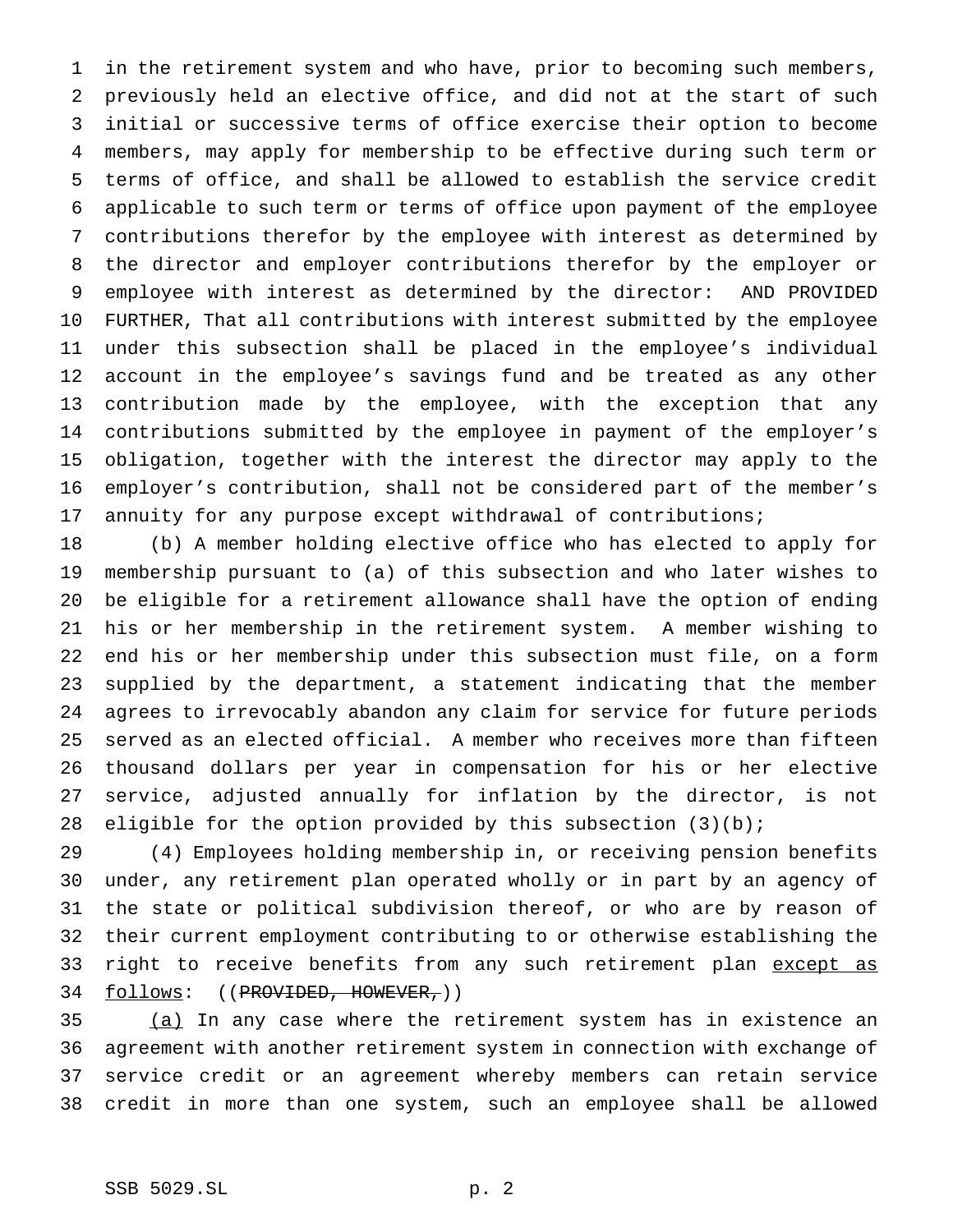in the retirement system and who have, prior to becoming such members, previously held an elective office, and did not at the start of such initial or successive terms of office exercise their option to become members, may apply for membership to be effective during such term or terms of office, and shall be allowed to establish the service credit applicable to such term or terms of office upon payment of the employee contributions therefor by the employee with interest as determined by the director and employer contributions therefor by the employer or employee with interest as determined by the director: AND PROVIDED FURTHER, That all contributions with interest submitted by the employee under this subsection shall be placed in the employee's individual account in the employee's savings fund and be treated as any other contribution made by the employee, with the exception that any contributions submitted by the employee in payment of the employer's obligation, together with the interest the director may apply to the employer's contribution, shall not be considered part of the member's annuity for any purpose except withdrawal of contributions;

(b) A member holding elective office who has elected to apply for membership pursuant to (a) of this subsection and who later wishes to be eligible for a retirement allowance shall have the option of ending his or her membership in the retirement system. A member wishing to end his or her membership under this subsection must file, on a form supplied by the department, a statement indicating that the member agrees to irrevocably abandon any claim for service for future periods served as an elected official. A member who receives more than fifteen thousand dollars per year in compensation for his or her elective service, adjusted annually for inflation by the director, is not eligible for the option provided by this subsection (3)(b);

(4) Employees holding membership in, or receiving pension benefits under, any retirement plan operated wholly or in part by an agency of the state or political subdivision thereof, or who are by reason of their current employment contributing to or otherwise establishing the right to receive benefits from any such retirement plan <u>except as follows</u>: ((~~PROVIDED, HOWEVER,~~))

<u>(a)</u> In any case where the retirement system has in existence an agreement with another retirement system in connection with exchange of service credit or an agreement whereby members can retain service credit in more than one system, such an employee shall be allowed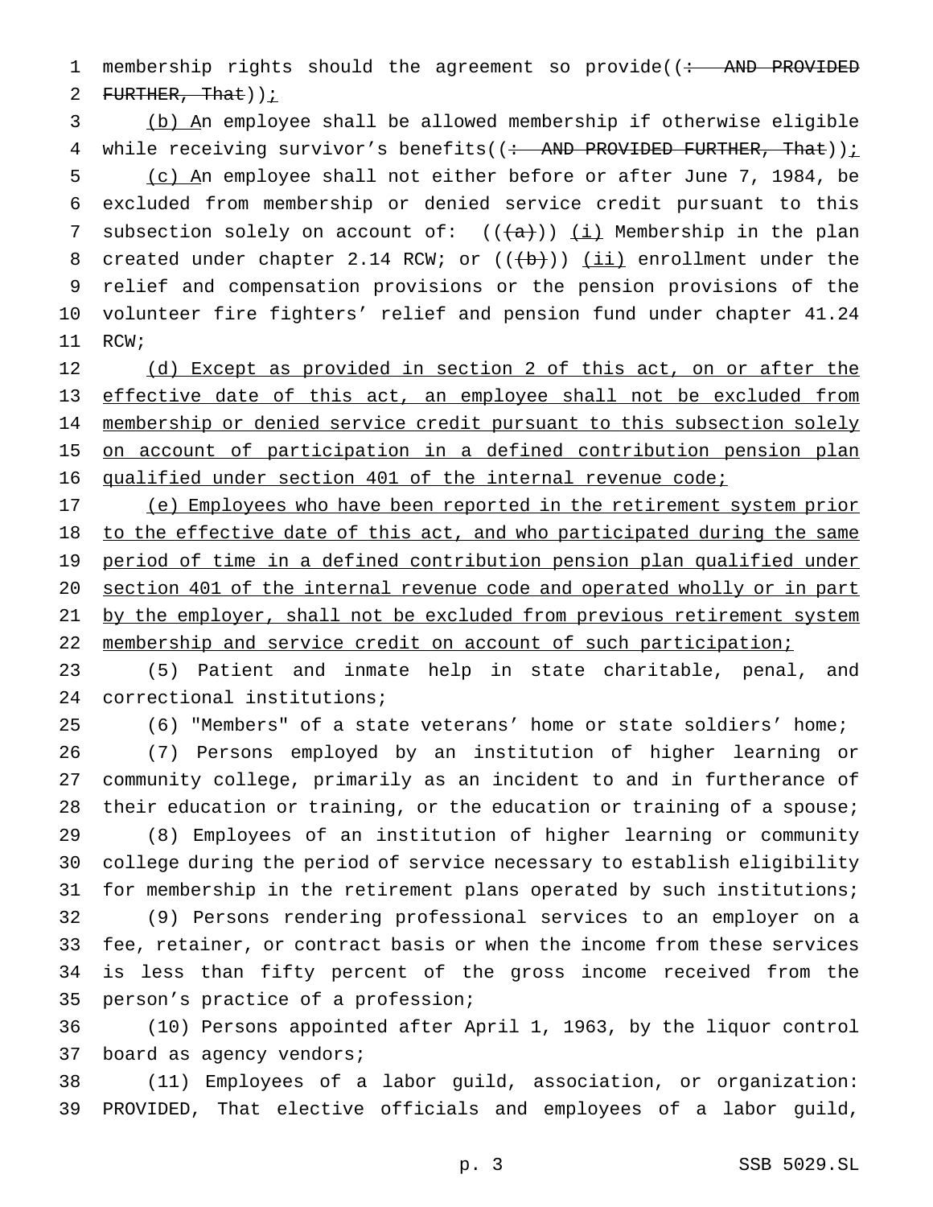membership rights should the agreement so provide((~~: AND PROVIDED FURTHER, That~~));

(b) An employee shall be allowed membership if otherwise eligible while receiving survivor's benefits((~~: AND PROVIDED FURTHER, That~~));

(c) An employee shall not either before or after June 7, 1984, be excluded from membership or denied service credit pursuant to this subsection solely on account of: ((~~(a)~~)) (i) Membership in the plan created under chapter 2.14 RCW; or ((~~(b)~~)) (ii) enrollment under the relief and compensation provisions or the pension provisions of the volunteer fire fighters' relief and pension fund under chapter 41.24 RCW;

(d) Except as provided in section 2 of this act, on or after the effective date of this act, an employee shall not be excluded from membership or denied service credit pursuant to this subsection solely on account of participation in a defined contribution pension plan qualified under section 401 of the internal revenue code;

(e) Employees who have been reported in the retirement system prior to the effective date of this act, and who participated during the same period of time in a defined contribution pension plan qualified under section 401 of the internal revenue code and operated wholly or in part by the employer, shall not be excluded from previous retirement system membership and service credit on account of such participation;

(5) Patient and inmate help in state charitable, penal, and correctional institutions;

(6) "Members" of a state veterans' home or state soldiers' home;

(7) Persons employed by an institution of higher learning or community college, primarily as an incident to and in furtherance of their education or training, or the education or training of a spouse;

(8) Employees of an institution of higher learning or community college during the period of service necessary to establish eligibility for membership in the retirement plans operated by such institutions;

(9) Persons rendering professional services to an employer on a fee, retainer, or contract basis or when the income from these services is less than fifty percent of the gross income received from the person's practice of a profession;

(10) Persons appointed after April 1, 1963, by the liquor control board as agency vendors;

(11) Employees of a labor guild, association, or organization: PROVIDED, That elective officials and employees of a labor guild,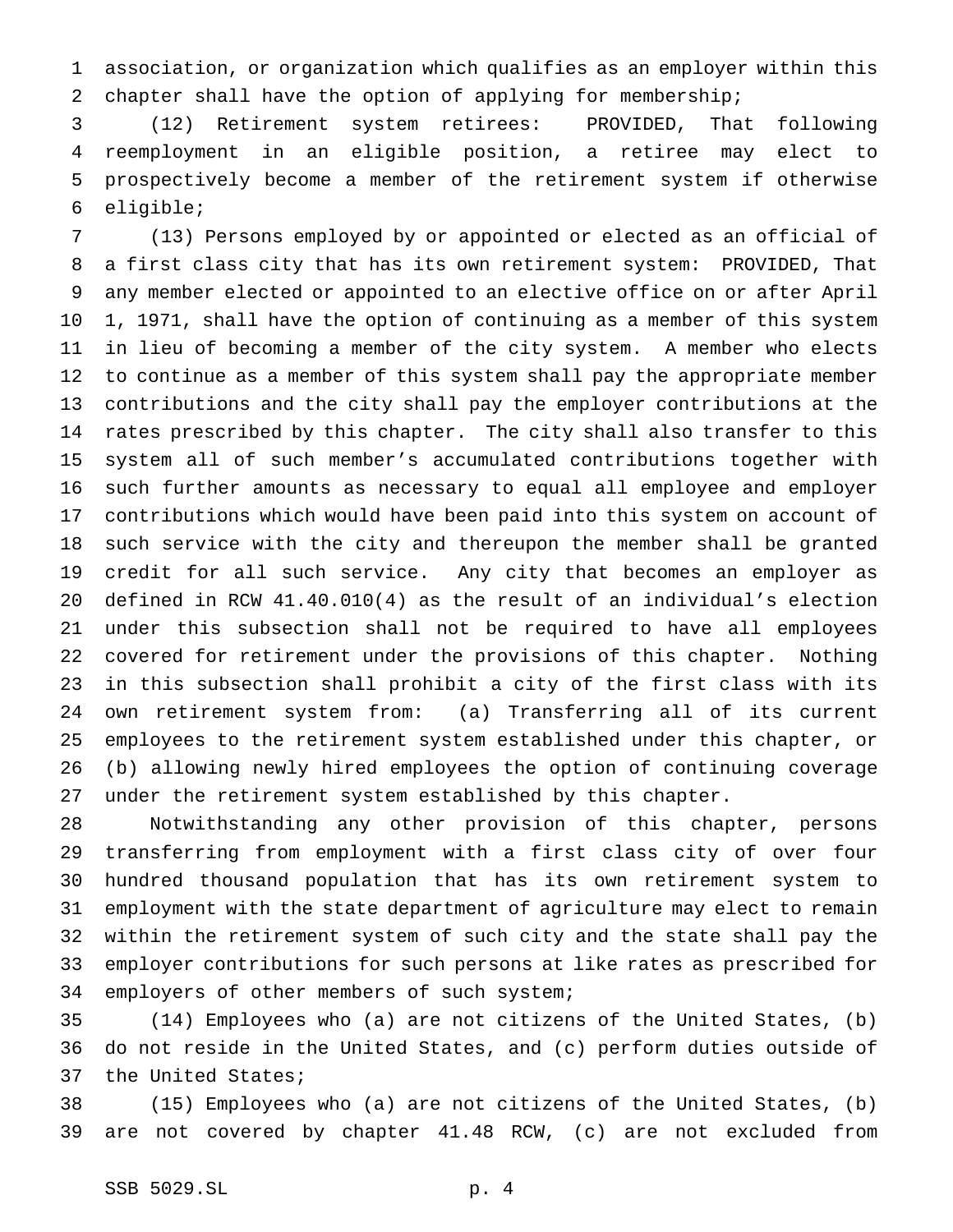association, or organization which qualifies as an employer within this chapter shall have the option of applying for membership;

(12) Retirement system retirees: PROVIDED, That following reemployment in an eligible position, a retiree may elect to prospectively become a member of the retirement system if otherwise eligible;

(13) Persons employed by or appointed or elected as an official of a first class city that has its own retirement system: PROVIDED, That any member elected or appointed to an elective office on or after April 1, 1971, shall have the option of continuing as a member of this system in lieu of becoming a member of the city system. A member who elects to continue as a member of this system shall pay the appropriate member contributions and the city shall pay the employer contributions at the rates prescribed by this chapter. The city shall also transfer to this system all of such member's accumulated contributions together with such further amounts as necessary to equal all employee and employer contributions which would have been paid into this system on account of such service with the city and thereupon the member shall be granted credit for all such service. Any city that becomes an employer as defined in RCW 41.40.010(4) as the result of an individual's election under this subsection shall not be required to have all employees covered for retirement under the provisions of this chapter. Nothing in this subsection shall prohibit a city of the first class with its own retirement system from: (a) Transferring all of its current employees to the retirement system established under this chapter, or (b) allowing newly hired employees the option of continuing coverage under the retirement system established by this chapter.

Notwithstanding any other provision of this chapter, persons transferring from employment with a first class city of over four hundred thousand population that has its own retirement system to employment with the state department of agriculture may elect to remain within the retirement system of such city and the state shall pay the employer contributions for such persons at like rates as prescribed for employers of other members of such system;

(14) Employees who (a) are not citizens of the United States, (b) do not reside in the United States, and (c) perform duties outside of the United States;

(15) Employees who (a) are not citizens of the United States, (b) are not covered by chapter 41.48 RCW, (c) are not excluded from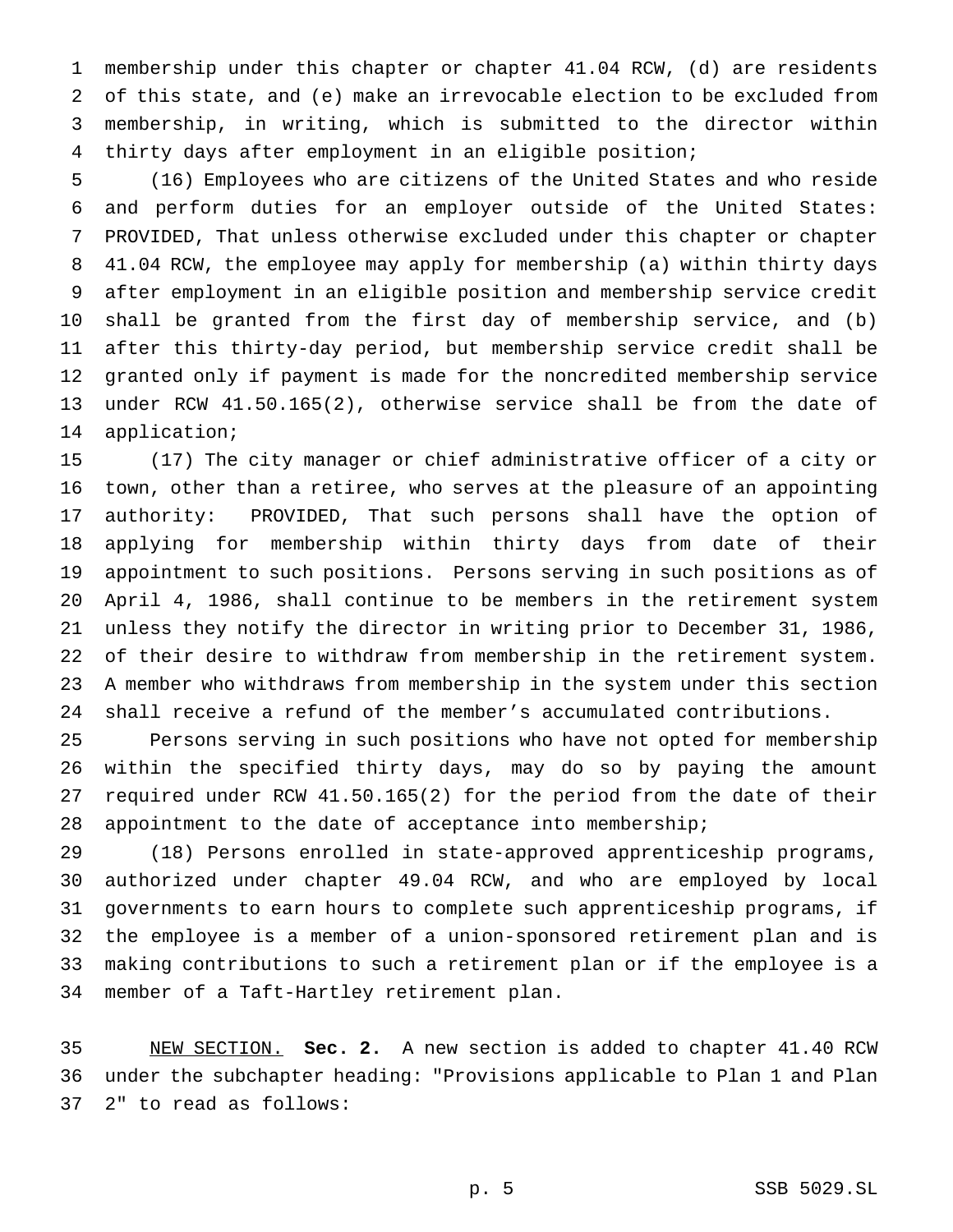membership under this chapter or chapter 41.04 RCW, (d) are residents of this state, and (e) make an irrevocable election to be excluded from membership, in writing, which is submitted to the director within thirty days after employment in an eligible position;

(16) Employees who are citizens of the United States and who reside and perform duties for an employer outside of the United States: PROVIDED, That unless otherwise excluded under this chapter or chapter 41.04 RCW, the employee may apply for membership (a) within thirty days after employment in an eligible position and membership service credit shall be granted from the first day of membership service, and (b) after this thirty-day period, but membership service credit shall be granted only if payment is made for the noncredited membership service under RCW 41.50.165(2), otherwise service shall be from the date of application;

(17) The city manager or chief administrative officer of a city or town, other than a retiree, who serves at the pleasure of an appointing authority: PROVIDED, That such persons shall have the option of applying for membership within thirty days from date of their appointment to such positions. Persons serving in such positions as of April 4, 1986, shall continue to be members in the retirement system unless they notify the director in writing prior to December 31, 1986, of their desire to withdraw from membership in the retirement system. A member who withdraws from membership in the system under this section shall receive a refund of the member's accumulated contributions.

Persons serving in such positions who have not opted for membership within the specified thirty days, may do so by paying the amount required under RCW 41.50.165(2) for the period from the date of their appointment to the date of acceptance into membership;

(18) Persons enrolled in state-approved apprenticeship programs, authorized under chapter 49.04 RCW, and who are employed by local governments to earn hours to complete such apprenticeship programs, if the employee is a member of a union-sponsored retirement plan and is making contributions to such a retirement plan or if the employee is a member of a Taft-Hartley retirement plan.

NEW SECTION. **Sec. 2.** A new section is added to chapter 41.40 RCW under the subchapter heading: "Provisions applicable to Plan 1 and Plan 2" to read as follows: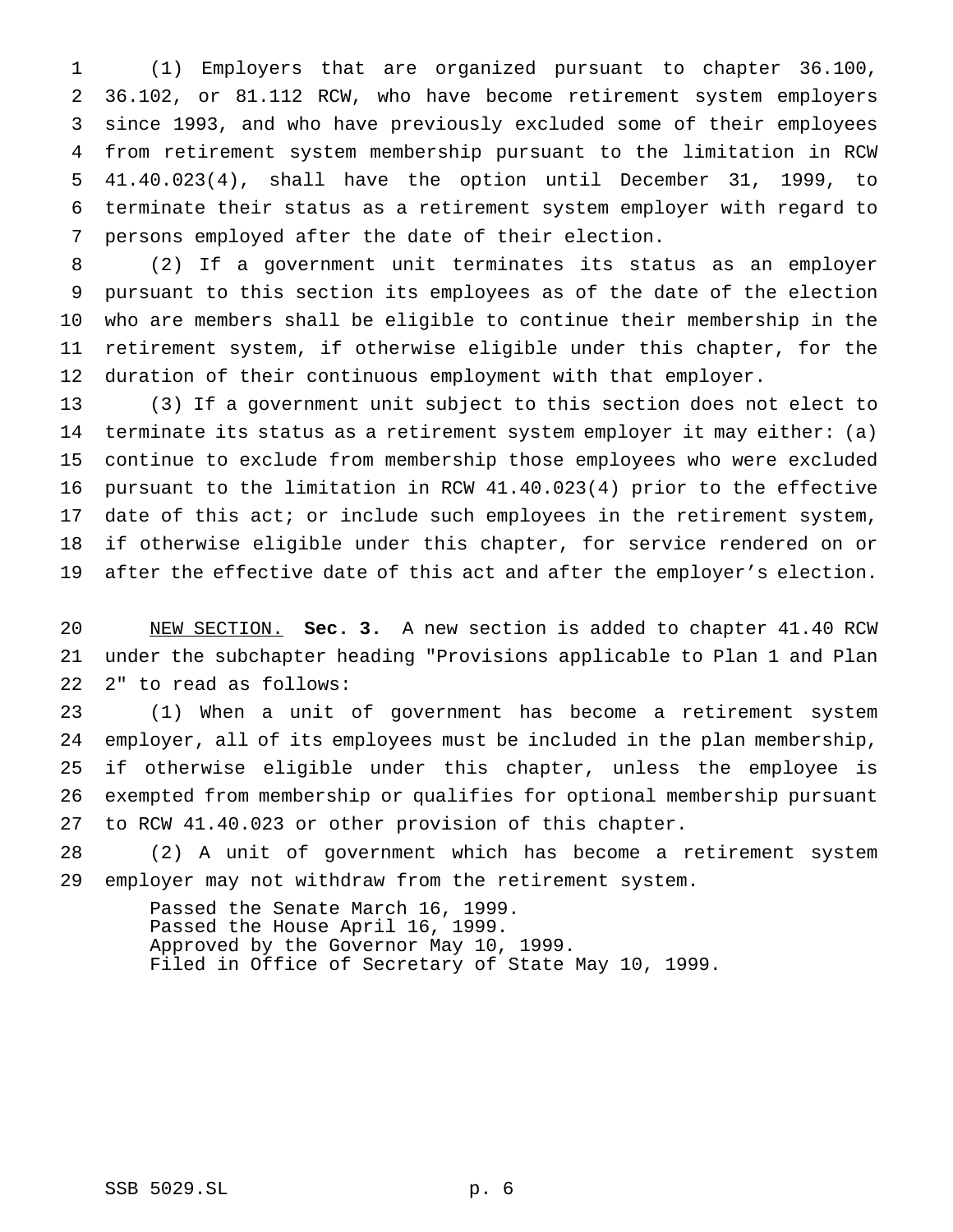(1) Employers that are organized pursuant to chapter 36.100, 36.102, or 81.112 RCW, who have become retirement system employers since 1993, and who have previously excluded some of their employees from retirement system membership pursuant to the limitation in RCW 41.40.023(4), shall have the option until December 31, 1999, to terminate their status as a retirement system employer with regard to persons employed after the date of their election.

(2) If a government unit terminates its status as an employer pursuant to this section its employees as of the date of the election who are members shall be eligible to continue their membership in the retirement system, if otherwise eligible under this chapter, for the duration of their continuous employment with that employer.

(3) If a government unit subject to this section does not elect to terminate its status as a retirement system employer it may either: (a) continue to exclude from membership those employees who were excluded pursuant to the limitation in RCW 41.40.023(4) prior to the effective date of this act; or include such employees in the retirement system, if otherwise eligible under this chapter, for service rendered on or after the effective date of this act and after the employer's election.

NEW SECTION. **Sec. 3.** A new section is added to chapter 41.40 RCW under the subchapter heading "Provisions applicable to Plan 1 and Plan 2" to read as follows:

(1) When a unit of government has become a retirement system employer, all of its employees must be included in the plan membership, if otherwise eligible under this chapter, unless the employee is exempted from membership or qualifies for optional membership pursuant to RCW 41.40.023 or other provision of this chapter.

(2) A unit of government which has become a retirement system employer may not withdraw from the retirement system.

Passed the Senate March 16, 1999.
Passed the House April 16, 1999.
Approved by the Governor May 10, 1999.
Filed in Office of Secretary of State May 10, 1999.